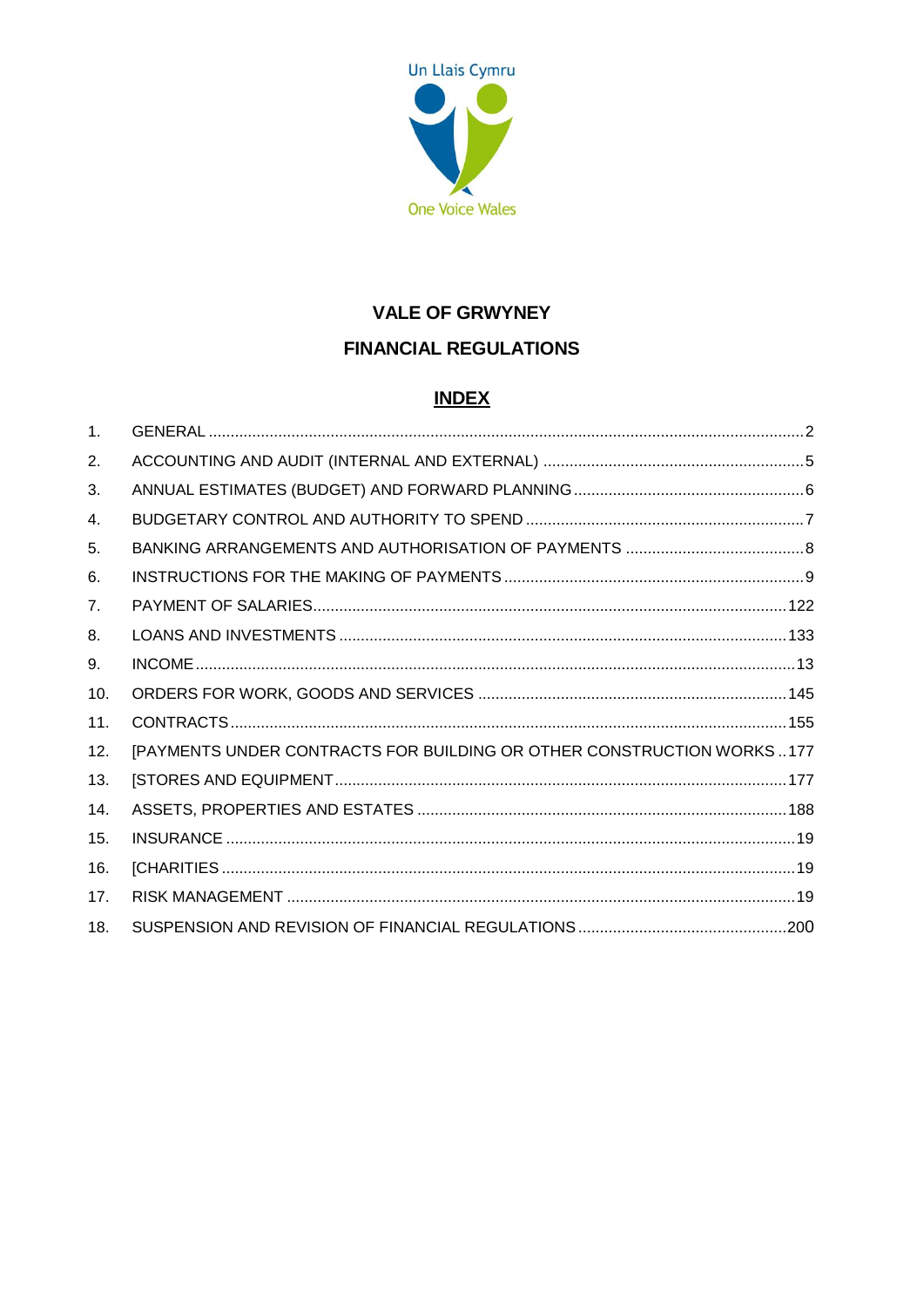Un Llais Cymru

One Voice Wales

# VALE OF GRWYNEY

# FINANCIAL REGULATIONS

## INDEX

| | | |
|---|---|---|
| 1. | GENERAL | 2 |
| 2. | ACCOUNTING AND AUDIT (INTERNAL AND EXTERNAL) | 5 |
| 3. | ANNUAL ESTIMATES (BUDGET) AND FORWARD PLANNING | 6 |
| 4. | BUDGETARY CONTROL AND AUTHORITY TO SPEND | 7 |
| 5. | BANKING ARRANGEMENTS AND AUTHORISATION OF PAYMENTS | 8 |
| 6. | INSTRUCTIONS FOR THE MAKING OF PAYMENTS | 9 |
| 7. | PAYMENT OF SALARIES | 122 |
| 8. | LOANS AND INVESTMENTS | 133 |
| 9. | INCOME | 13 |
| 10. | ORDERS FOR WORK, GOODS AND SERVICES | 145 |
| 11. | CONTRACTS | 155 |
| 12. | [PAYMENTS UNDER CONTRACTS FOR BUILDING OR OTHER CONSTRUCTION WORKS | 177 |
| 13. | [STORES AND EQUIPMENT | 177 |
| 14. | ASSETS, PROPERTIES AND ESTATES | 188 |
| 15. | INSURANCE | 19 |
| 16. | [CHARITIES | 19 |
| 17. | RISK MANAGEMENT | 19 |
| 18. | SUSPENSION AND REVISION OF FINANCIAL REGULATIONS | 200 |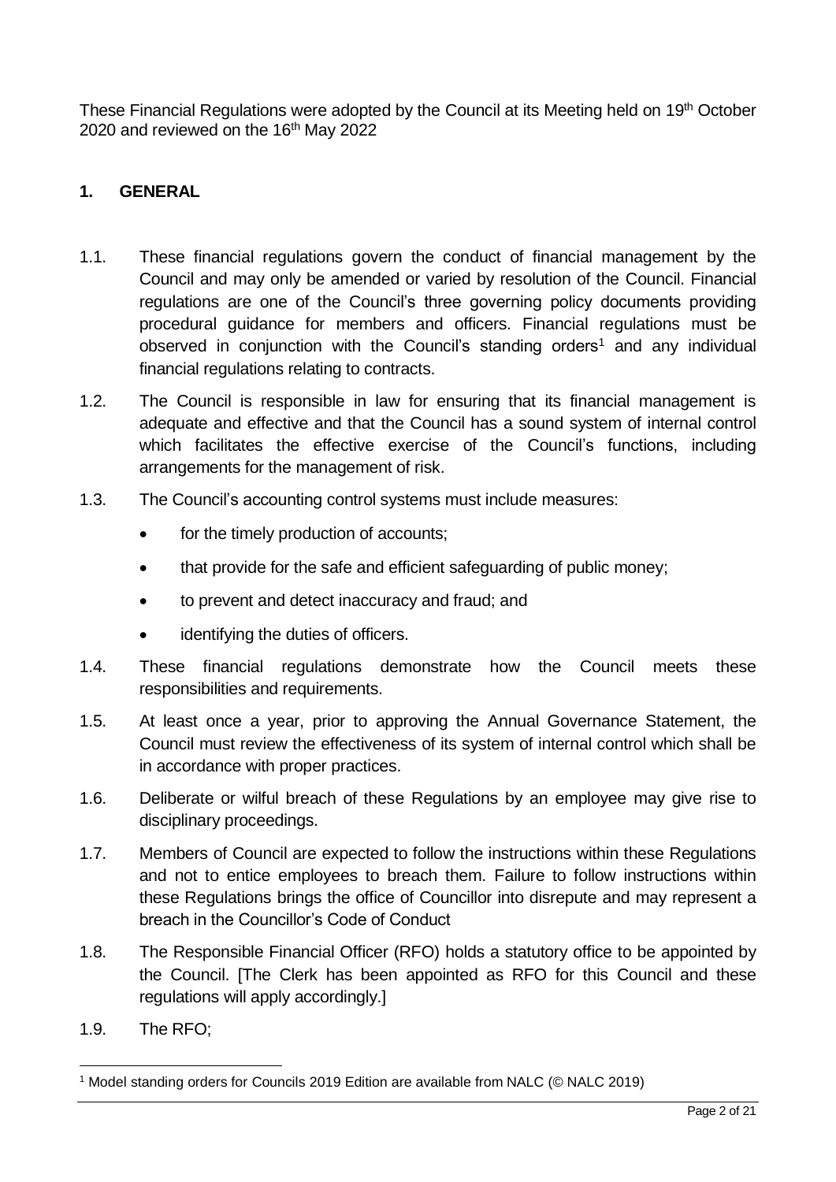These Financial Regulations were adopted by the Council at its Meeting held on 19th October 2020 and reviewed on the 16th May 2022

## 1. GENERAL

1.1. These financial regulations govern the conduct of financial management by the Council and may only be amended or varied by resolution of the Council. Financial regulations are one of the Council's three governing policy documents providing procedural guidance for members and officers. Financial regulations must be observed in conjunction with the Council's standing orders[1] and any individual financial regulations relating to contracts.

1.2. The Council is responsible in law for ensuring that its financial management is adequate and effective and that the Council has a sound system of internal control which facilitates the effective exercise of the Council's functions, including arrangements for the management of risk.

1.3. The Council's accounting control systems must include measures:

- for the timely production of accounts;
- that provide for the safe and efficient safeguarding of public money;
- to prevent and detect inaccuracy and fraud; and
- identifying the duties of officers.

1.4. These financial regulations demonstrate how the Council meets these responsibilities and requirements.

1.5. At least once a year, prior to approving the Annual Governance Statement, the Council must review the effectiveness of its system of internal control which shall be in accordance with proper practices.

1.6. Deliberate or wilful breach of these Regulations by an employee may give rise to disciplinary proceedings.

1.7. Members of Council are expected to follow the instructions within these Regulations and not to entice employees to breach them. Failure to follow instructions within these Regulations brings the office of Councillor into disrepute and may represent a breach in the Councillor's Code of Conduct

1.8. The Responsible Financial Officer (RFO) holds a statutory office to be appointed by the Council. [The Clerk has been appointed as RFO for this Council and these regulations will apply accordingly.]

1.9. The RFO;

[1] Model standing orders for Councils 2019 Edition are available from NALC (© NALC 2019)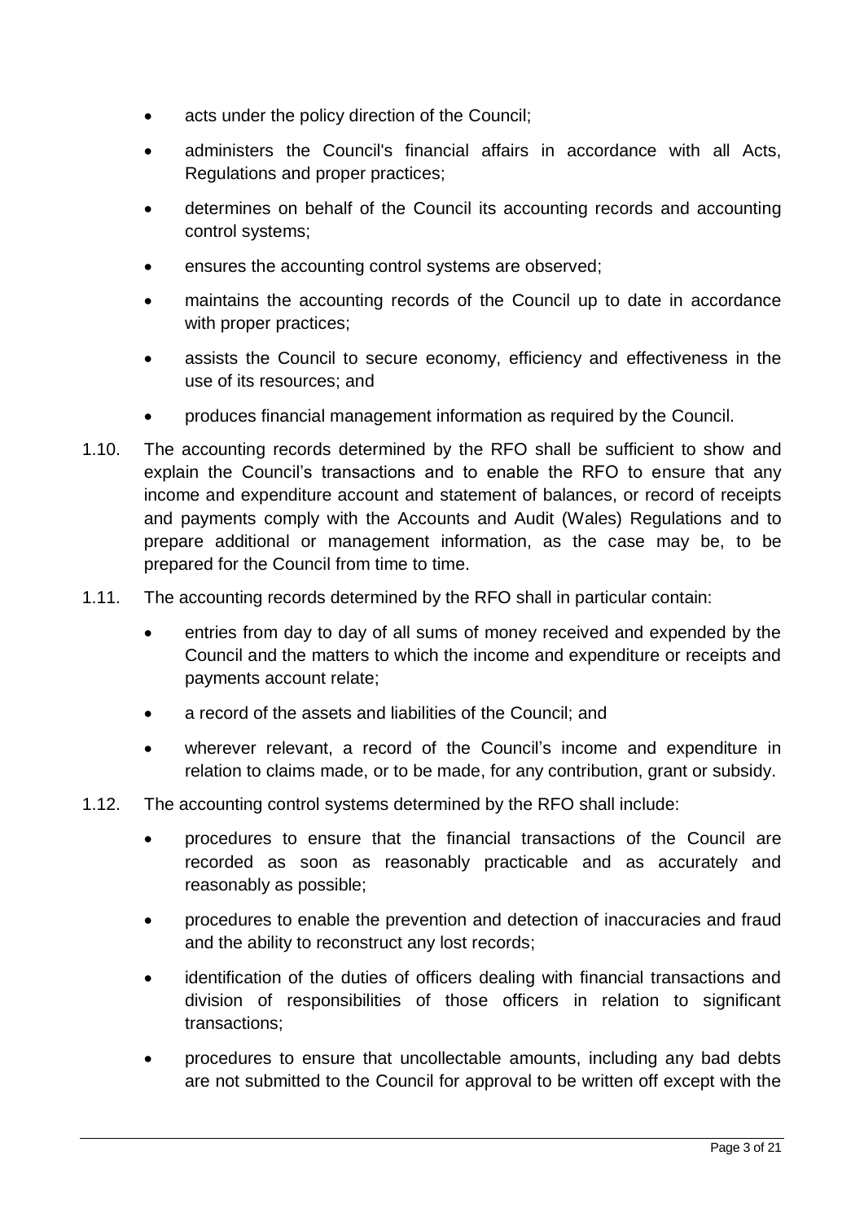- acts under the policy direction of the Council;
- administers the Council's financial affairs in accordance with all Acts, Regulations and proper practices;
- determines on behalf of the Council its accounting records and accounting control systems;
- ensures the accounting control systems are observed;
- maintains the accounting records of the Council up to date in accordance with proper practices;
- assists the Council to secure economy, efficiency and effectiveness in the use of its resources; and
- produces financial management information as required by the Council.

1.10. The accounting records determined by the RFO shall be sufficient to show and explain the Council's transactions and to enable the RFO to ensure that any income and expenditure account and statement of balances, or record of receipts and payments comply with the Accounts and Audit (Wales) Regulations and to prepare additional or management information, as the case may be, to be prepared for the Council from time to time.

1.11. The accounting records determined by the RFO shall in particular contain:

- entries from day to day of all sums of money received and expended by the Council and the matters to which the income and expenditure or receipts and payments account relate;
- a record of the assets and liabilities of the Council; and
- wherever relevant, a record of the Council's income and expenditure in relation to claims made, or to be made, for any contribution, grant or subsidy.

1.12. The accounting control systems determined by the RFO shall include:

- procedures to ensure that the financial transactions of the Council are recorded as soon as reasonably practicable and as accurately and reasonably as possible;
- procedures to enable the prevention and detection of inaccuracies and fraud and the ability to reconstruct any lost records;
- identification of the duties of officers dealing with financial transactions and division of responsibilities of those officers in relation to significant transactions;
- procedures to ensure that uncollectable amounts, including any bad debts are not submitted to the Council for approval to be written off except with the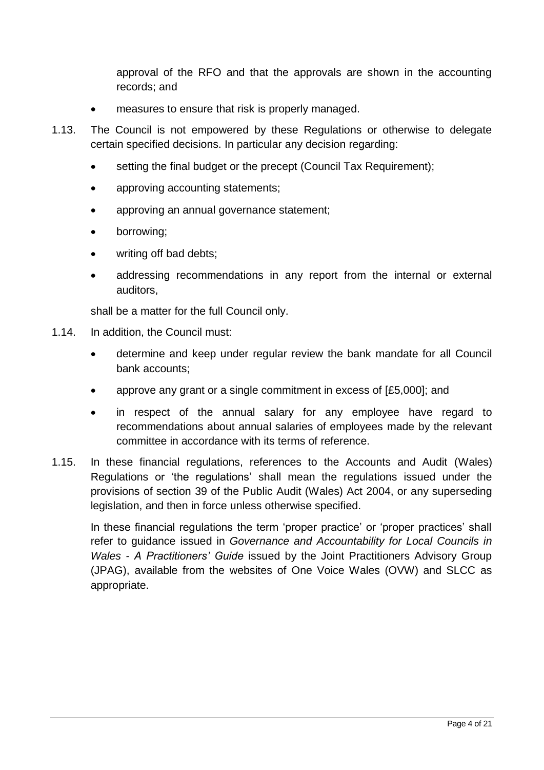approval of the RFO and that the approvals are shown in the accounting records; and

- measures to ensure that risk is properly managed.

1.13. The Council is not empowered by these Regulations or otherwise to delegate certain specified decisions. In particular any decision regarding:

- setting the final budget or the precept (Council Tax Requirement);
- approving accounting statements;
- approving an annual governance statement;
- borrowing;
- writing off bad debts;
- addressing recommendations in any report from the internal or external auditors,

shall be a matter for the full Council only.

1.14. In addition, the Council must:

- determine and keep under regular review the bank mandate for all Council bank accounts;
- approve any grant or a single commitment in excess of [£5,000]; and
- in respect of the annual salary for any employee have regard to recommendations about annual salaries of employees made by the relevant committee in accordance with its terms of reference.

1.15. In these financial regulations, references to the Accounts and Audit (Wales) Regulations or 'the regulations' shall mean the regulations issued under the provisions of section 39 of the Public Audit (Wales) Act 2004, or any superseding legislation, and then in force unless otherwise specified.

In these financial regulations the term 'proper practice' or 'proper practices' shall refer to guidance issued in *Governance and Accountability for Local Councils in Wales - A Practitioners' Guide* issued by the Joint Practitioners Advisory Group (JPAG), available from the websites of One Voice Wales (OVW) and SLCC as appropriate.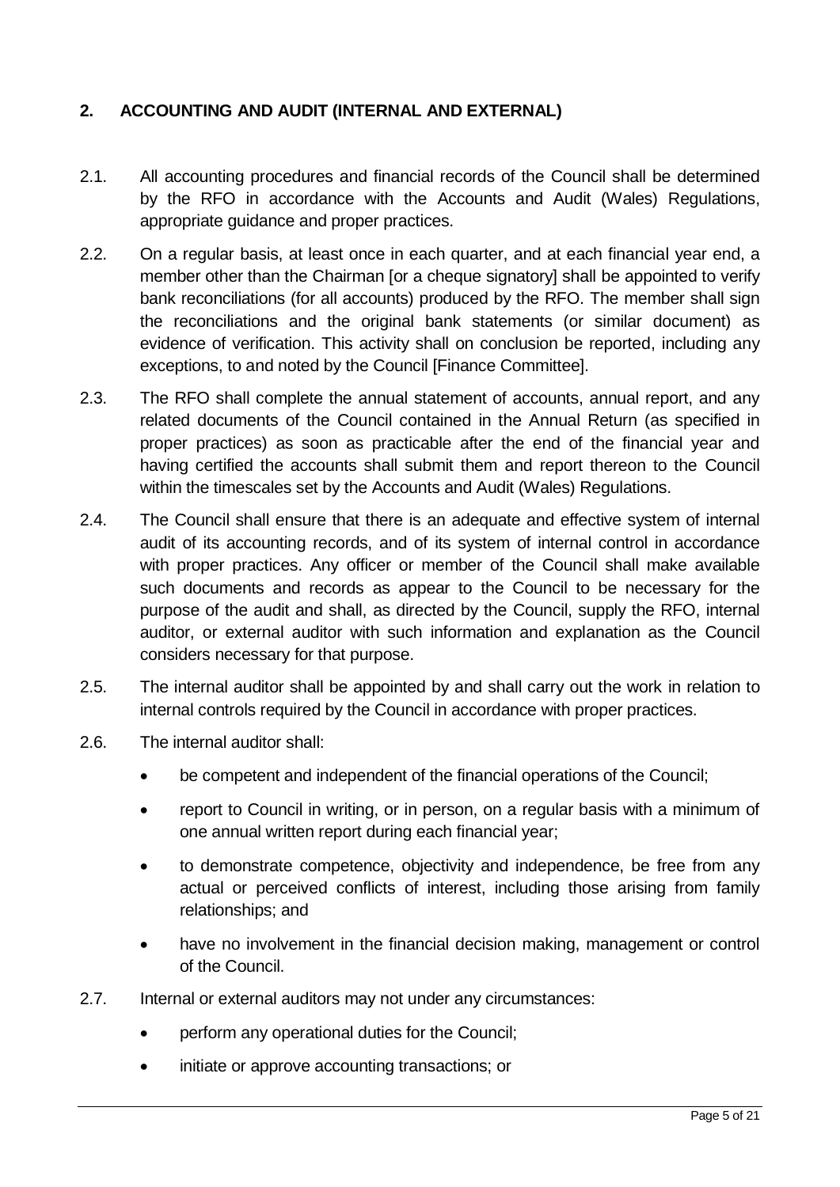## 2. ACCOUNTING AND AUDIT (INTERNAL AND EXTERNAL)

2.1. All accounting procedures and financial records of the Council shall be determined by the RFO in accordance with the Accounts and Audit (Wales) Regulations, appropriate guidance and proper practices.

2.2. On a regular basis, at least once in each quarter, and at each financial year end, a member other than the Chairman [or a cheque signatory] shall be appointed to verify bank reconciliations (for all accounts) produced by the RFO. The member shall sign the reconciliations and the original bank statements (or similar document) as evidence of verification. This activity shall on conclusion be reported, including any exceptions, to and noted by the Council [Finance Committee].

2.3. The RFO shall complete the annual statement of accounts, annual report, and any related documents of the Council contained in the Annual Return (as specified in proper practices) as soon as practicable after the end of the financial year and having certified the accounts shall submit them and report thereon to the Council within the timescales set by the Accounts and Audit (Wales) Regulations.

2.4. The Council shall ensure that there is an adequate and effective system of internal audit of its accounting records, and of its system of internal control in accordance with proper practices. Any officer or member of the Council shall make available such documents and records as appear to the Council to be necessary for the purpose of the audit and shall, as directed by the Council, supply the RFO, internal auditor, or external auditor with such information and explanation as the Council considers necessary for that purpose.

2.5. The internal auditor shall be appointed by and shall carry out the work in relation to internal controls required by the Council in accordance with proper practices.

2.6. The internal auditor shall:

- be competent and independent of the financial operations of the Council;
- report to Council in writing, or in person, on a regular basis with a minimum of one annual written report during each financial year;
- to demonstrate competence, objectivity and independence, be free from any actual or perceived conflicts of interest, including those arising from family relationships; and
- have no involvement in the financial decision making, management or control of the Council.

2.7. Internal or external auditors may not under any circumstances:

- perform any operational duties for the Council;
- initiate or approve accounting transactions; or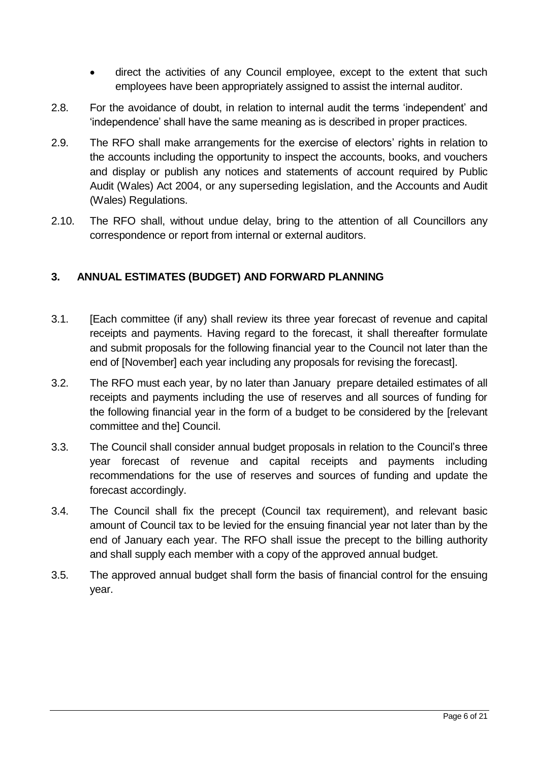- direct the activities of any Council employee, except to the extent that such employees have been appropriately assigned to assist the internal auditor.

2.8. For the avoidance of doubt, in relation to internal audit the terms 'independent' and 'independence' shall have the same meaning as is described in proper practices.

2.9. The RFO shall make arrangements for the exercise of electors' rights in relation to the accounts including the opportunity to inspect the accounts, books, and vouchers and display or publish any notices and statements of account required by Public Audit (Wales) Act 2004, or any superseding legislation, and the Accounts and Audit (Wales) Regulations.

2.10. The RFO shall, without undue delay, bring to the attention of all Councillors any correspondence or report from internal or external auditors.

## 3. ANNUAL ESTIMATES (BUDGET) AND FORWARD PLANNING

3.1. [Each committee (if any) shall review its three year forecast of revenue and capital receipts and payments. Having regard to the forecast, it shall thereafter formulate and submit proposals for the following financial year to the Council not later than the end of [November] each year including any proposals for revising the forecast].

3.2. The RFO must each year, by no later than January prepare detailed estimates of all receipts and payments including the use of reserves and all sources of funding for the following financial year in the form of a budget to be considered by the [relevant committee and the] Council.

3.3. The Council shall consider annual budget proposals in relation to the Council's three year forecast of revenue and capital receipts and payments including recommendations for the use of reserves and sources of funding and update the forecast accordingly.

3.4. The Council shall fix the precept (Council tax requirement), and relevant basic amount of Council tax to be levied for the ensuing financial year not later than by the end of January each year. The RFO shall issue the precept to the billing authority and shall supply each member with a copy of the approved annual budget.

3.5. The approved annual budget shall form the basis of financial control for the ensuing year.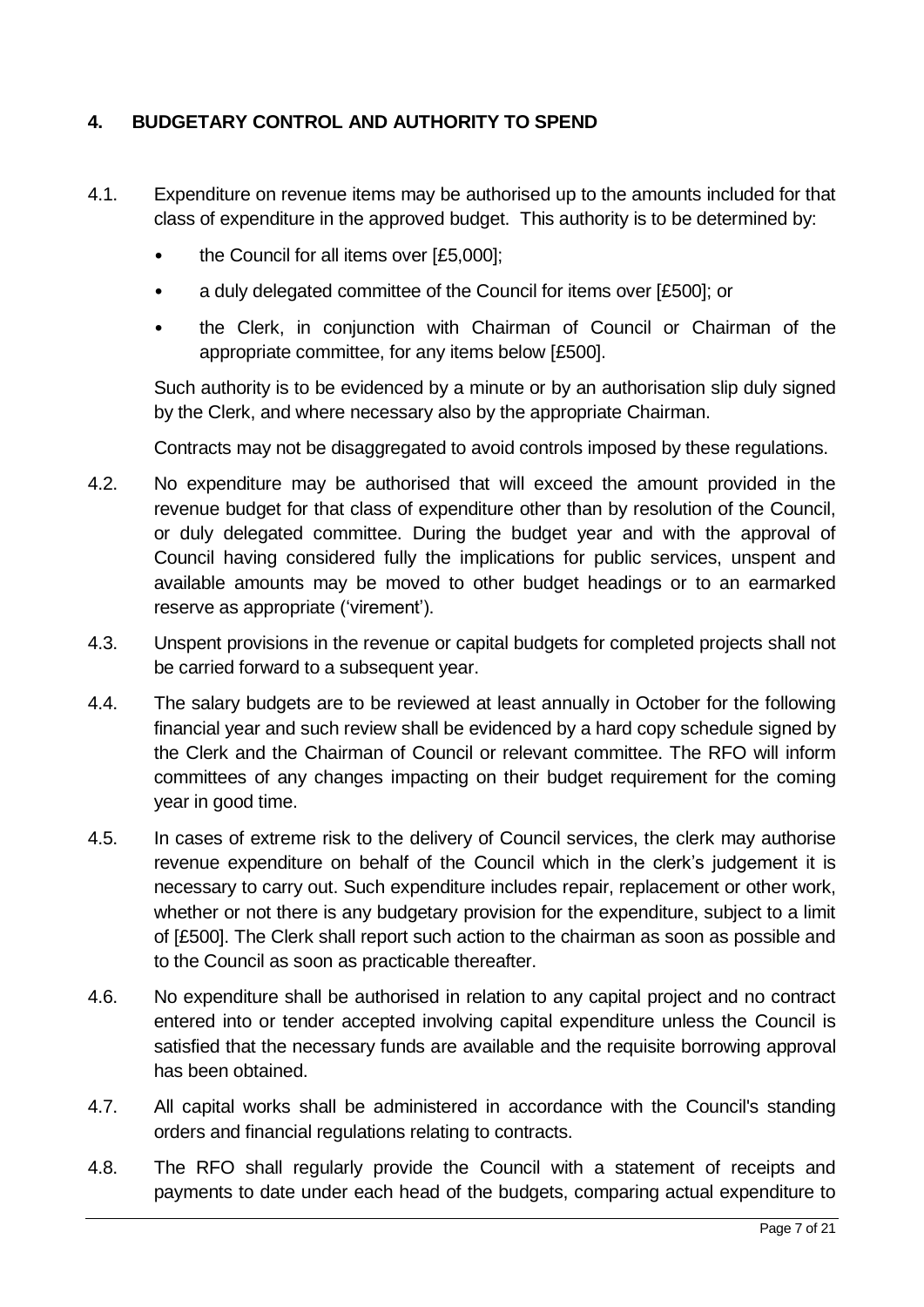## 4. BUDGETARY CONTROL AND AUTHORITY TO SPEND

4.1. Expenditure on revenue items may be authorised up to the amounts included for that class of expenditure in the approved budget. This authority is to be determined by:

- the Council for all items over [£5,000];
- a duly delegated committee of the Council for items over [£500]; or
- the Clerk, in conjunction with Chairman of Council or Chairman of the appropriate committee, for any items below [£500].

Such authority is to be evidenced by a minute or by an authorisation slip duly signed by the Clerk, and where necessary also by the appropriate Chairman.

Contracts may not be disaggregated to avoid controls imposed by these regulations.

4.2. No expenditure may be authorised that will exceed the amount provided in the revenue budget for that class of expenditure other than by resolution of the Council, or duly delegated committee. During the budget year and with the approval of Council having considered fully the implications for public services, unspent and available amounts may be moved to other budget headings or to an earmarked reserve as appropriate ('virement').

4.3. Unspent provisions in the revenue or capital budgets for completed projects shall not be carried forward to a subsequent year.

4.4. The salary budgets are to be reviewed at least annually in October for the following financial year and such review shall be evidenced by a hard copy schedule signed by the Clerk and the Chairman of Council or relevant committee. The RFO will inform committees of any changes impacting on their budget requirement for the coming year in good time.

4.5. In cases of extreme risk to the delivery of Council services, the clerk may authorise revenue expenditure on behalf of the Council which in the clerk's judgement it is necessary to carry out. Such expenditure includes repair, replacement or other work, whether or not there is any budgetary provision for the expenditure, subject to a limit of [£500]. The Clerk shall report such action to the chairman as soon as possible and to the Council as soon as practicable thereafter.

4.6. No expenditure shall be authorised in relation to any capital project and no contract entered into or tender accepted involving capital expenditure unless the Council is satisfied that the necessary funds are available and the requisite borrowing approval has been obtained.

4.7. All capital works shall be administered in accordance with the Council's standing orders and financial regulations relating to contracts.

4.8. The RFO shall regularly provide the Council with a statement of receipts and payments to date under each head of the budgets, comparing actual expenditure to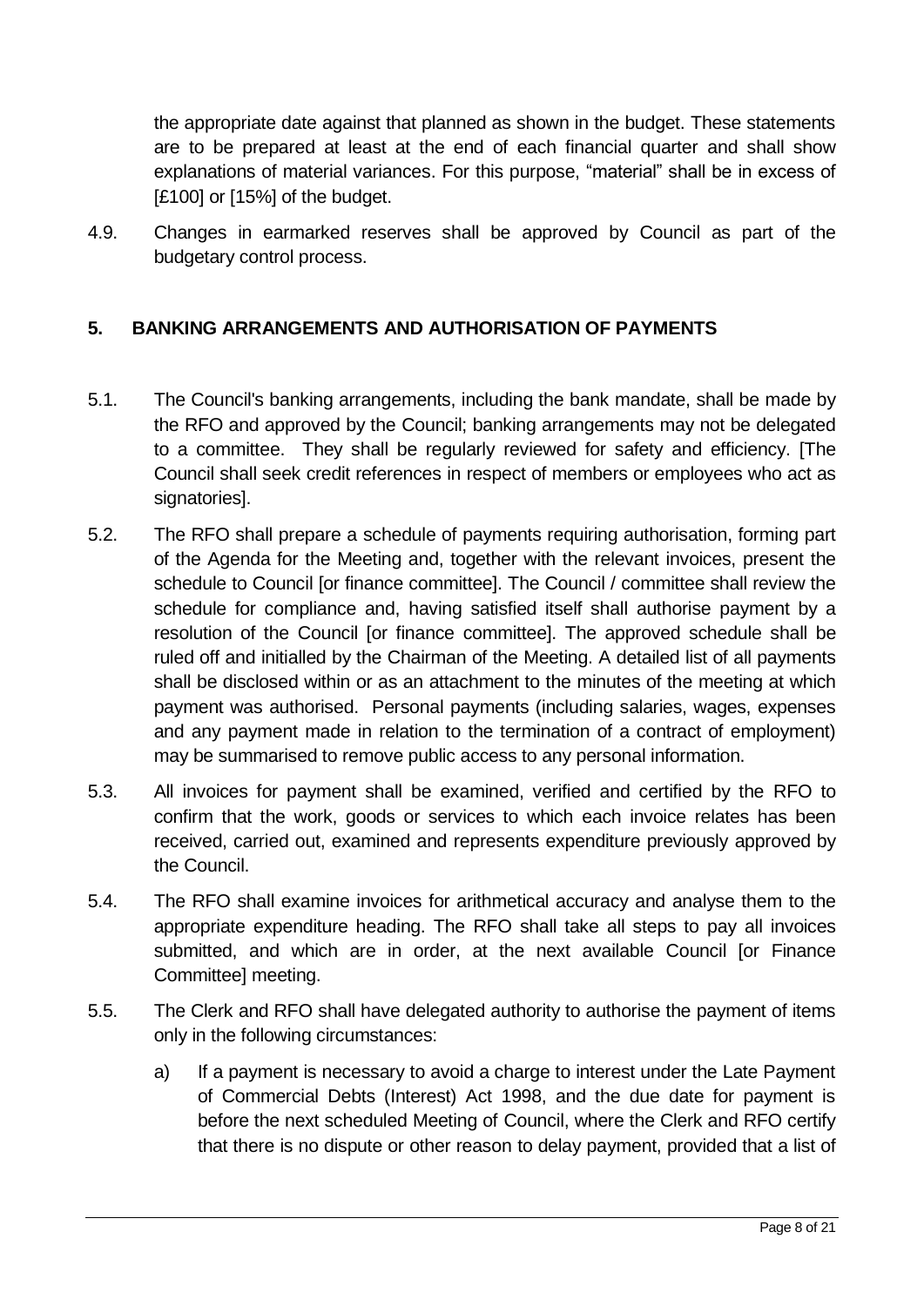the appropriate date against that planned as shown in the budget. These statements are to be prepared at least at the end of each financial quarter and shall show explanations of material variances. For this purpose, "material" shall be in excess of [£100] or [15%] of the budget.

4.9. Changes in earmarked reserves shall be approved by Council as part of the budgetary control process.

## 5. BANKING ARRANGEMENTS AND AUTHORISATION OF PAYMENTS

5.1. The Council's banking arrangements, including the bank mandate, shall be made by the RFO and approved by the Council; banking arrangements may not be delegated to a committee. They shall be regularly reviewed for safety and efficiency. [The Council shall seek credit references in respect of members or employees who act as signatories].

5.2. The RFO shall prepare a schedule of payments requiring authorisation, forming part of the Agenda for the Meeting and, together with the relevant invoices, present the schedule to Council [or finance committee]. The Council / committee shall review the schedule for compliance and, having satisfied itself shall authorise payment by a resolution of the Council [or finance committee]. The approved schedule shall be ruled off and initialled by the Chairman of the Meeting. A detailed list of all payments shall be disclosed within or as an attachment to the minutes of the meeting at which payment was authorised. Personal payments (including salaries, wages, expenses and any payment made in relation to the termination of a contract of employment) may be summarised to remove public access to any personal information.

5.3. All invoices for payment shall be examined, verified and certified by the RFO to confirm that the work, goods or services to which each invoice relates has been received, carried out, examined and represents expenditure previously approved by the Council.

5.4. The RFO shall examine invoices for arithmetical accuracy and analyse them to the appropriate expenditure heading. The RFO shall take all steps to pay all invoices submitted, and which are in order, at the next available Council [or Finance Committee] meeting.

5.5. The Clerk and RFO shall have delegated authority to authorise the payment of items only in the following circumstances:

a) If a payment is necessary to avoid a charge to interest under the Late Payment of Commercial Debts (Interest) Act 1998, and the due date for payment is before the next scheduled Meeting of Council, where the Clerk and RFO certify that there is no dispute or other reason to delay payment, provided that a list of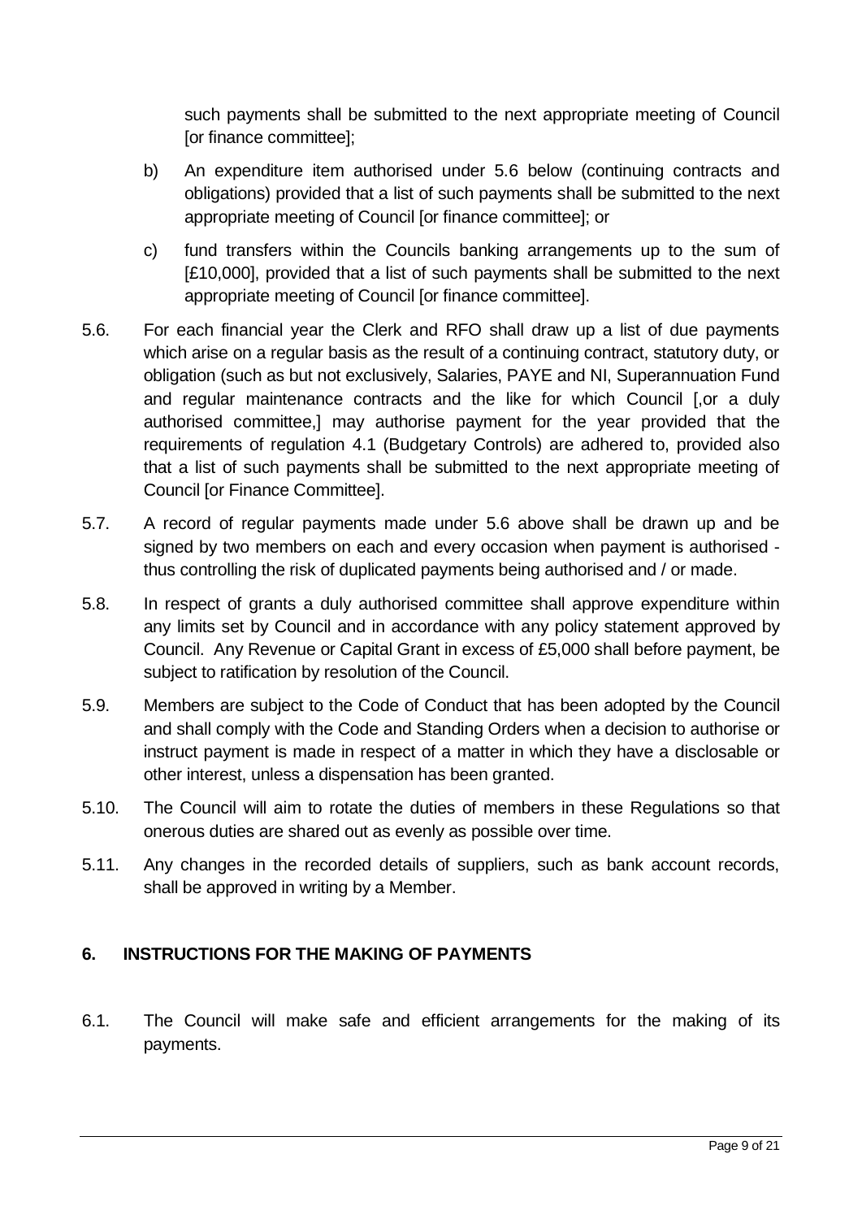such payments shall be submitted to the next appropriate meeting of Council [or finance committee];

b) An expenditure item authorised under 5.6 below (continuing contracts and obligations) provided that a list of such payments shall be submitted to the next appropriate meeting of Council [or finance committee]; or

c) fund transfers within the Councils banking arrangements up to the sum of [£10,000], provided that a list of such payments shall be submitted to the next appropriate meeting of Council [or finance committee].

5.6. For each financial year the Clerk and RFO shall draw up a list of due payments which arise on a regular basis as the result of a continuing contract, statutory duty, or obligation (such as but not exclusively, Salaries, PAYE and NI, Superannuation Fund and regular maintenance contracts and the like for which Council [,or a duly authorised committee,] may authorise payment for the year provided that the requirements of regulation 4.1 (Budgetary Controls) are adhered to, provided also that a list of such payments shall be submitted to the next appropriate meeting of Council [or Finance Committee].

5.7. A record of regular payments made under 5.6 above shall be drawn up and be signed by two members on each and every occasion when payment is authorised - thus controlling the risk of duplicated payments being authorised and / or made.

5.8. In respect of grants a duly authorised committee shall approve expenditure within any limits set by Council and in accordance with any policy statement approved by Council. Any Revenue or Capital Grant in excess of £5,000 shall before payment, be subject to ratification by resolution of the Council.

5.9. Members are subject to the Code of Conduct that has been adopted by the Council and shall comply with the Code and Standing Orders when a decision to authorise or instruct payment is made in respect of a matter in which they have a disclosable or other interest, unless a dispensation has been granted.

5.10. The Council will aim to rotate the duties of members in these Regulations so that onerous duties are shared out as evenly as possible over time.

5.11. Any changes in the recorded details of suppliers, such as bank account records, shall be approved in writing by a Member.

## 6. INSTRUCTIONS FOR THE MAKING OF PAYMENTS

6.1. The Council will make safe and efficient arrangements for the making of its payments.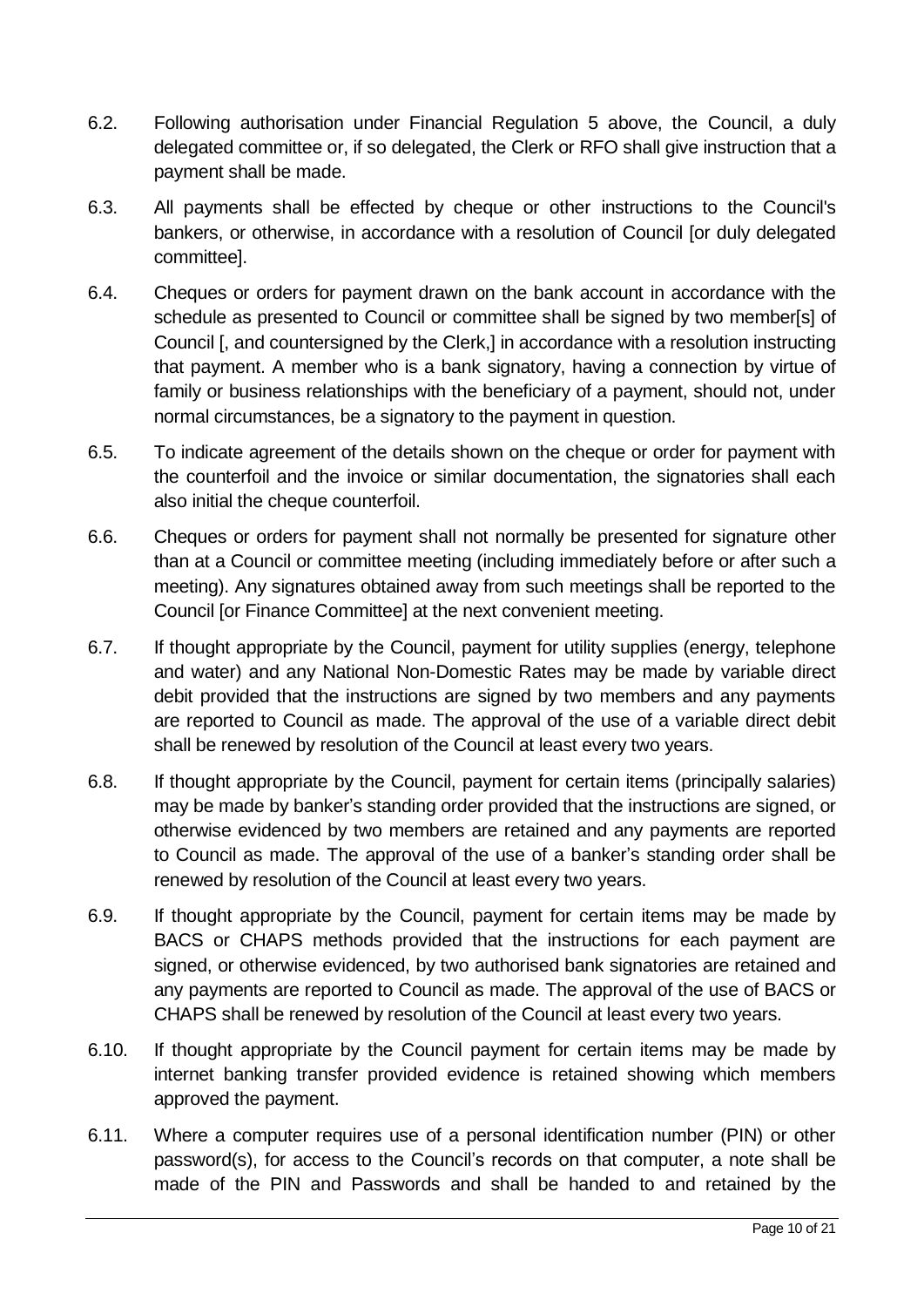6.2. Following authorisation under Financial Regulation 5 above, the Council, a duly delegated committee or, if so delegated, the Clerk or RFO shall give instruction that a payment shall be made.

6.3. All payments shall be effected by cheque or other instructions to the Council's bankers, or otherwise, in accordance with a resolution of Council [or duly delegated committee].

6.4. Cheques or orders for payment drawn on the bank account in accordance with the schedule as presented to Council or committee shall be signed by two member[s] of Council [, and countersigned by the Clerk,] in accordance with a resolution instructing that payment. A member who is a bank signatory, having a connection by virtue of family or business relationships with the beneficiary of a payment, should not, under normal circumstances, be a signatory to the payment in question.

6.5. To indicate agreement of the details shown on the cheque or order for payment with the counterfoil and the invoice or similar documentation, the signatories shall each also initial the cheque counterfoil.

6.6. Cheques or orders for payment shall not normally be presented for signature other than at a Council or committee meeting (including immediately before or after such a meeting). Any signatures obtained away from such meetings shall be reported to the Council [or Finance Committee] at the next convenient meeting.

6.7. If thought appropriate by the Council, payment for utility supplies (energy, telephone and water) and any National Non-Domestic Rates may be made by variable direct debit provided that the instructions are signed by two members and any payments are reported to Council as made. The approval of the use of a variable direct debit shall be renewed by resolution of the Council at least every two years.

6.8. If thought appropriate by the Council, payment for certain items (principally salaries) may be made by banker's standing order provided that the instructions are signed, or otherwise evidenced by two members are retained and any payments are reported to Council as made. The approval of the use of a banker's standing order shall be renewed by resolution of the Council at least every two years.

6.9. If thought appropriate by the Council, payment for certain items may be made by BACS or CHAPS methods provided that the instructions for each payment are signed, or otherwise evidenced, by two authorised bank signatories are retained and any payments are reported to Council as made. The approval of the use of BACS or CHAPS shall be renewed by resolution of the Council at least every two years.

6.10. If thought appropriate by the Council payment for certain items may be made by internet banking transfer provided evidence is retained showing which members approved the payment.

6.11. Where a computer requires use of a personal identification number (PIN) or other password(s), for access to the Council's records on that computer, a note shall be made of the PIN and Passwords and shall be handed to and retained by the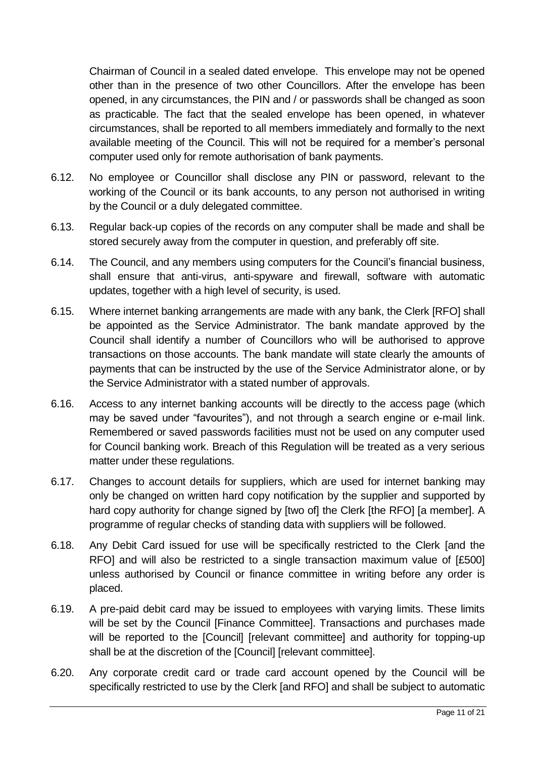Chairman of Council in a sealed dated envelope. This envelope may not be opened other than in the presence of two other Councillors. After the envelope has been opened, in any circumstances, the PIN and / or passwords shall be changed as soon as practicable. The fact that the sealed envelope has been opened, in whatever circumstances, shall be reported to all members immediately and formally to the next available meeting of the Council. This will not be required for a member's personal computer used only for remote authorisation of bank payments.

6.12. No employee or Councillor shall disclose any PIN or password, relevant to the working of the Council or its bank accounts, to any person not authorised in writing by the Council or a duly delegated committee.

6.13. Regular back-up copies of the records on any computer shall be made and shall be stored securely away from the computer in question, and preferably off site.

6.14. The Council, and any members using computers for the Council's financial business, shall ensure that anti-virus, anti-spyware and firewall, software with automatic updates, together with a high level of security, is used.

6.15. Where internet banking arrangements are made with any bank, the Clerk [RFO] shall be appointed as the Service Administrator. The bank mandate approved by the Council shall identify a number of Councillors who will be authorised to approve transactions on those accounts. The bank mandate will state clearly the amounts of payments that can be instructed by the use of the Service Administrator alone, or by the Service Administrator with a stated number of approvals.

6.16. Access to any internet banking accounts will be directly to the access page (which may be saved under "favourites"), and not through a search engine or e-mail link. Remembered or saved passwords facilities must not be used on any computer used for Council banking work. Breach of this Regulation will be treated as a very serious matter under these regulations.

6.17. Changes to account details for suppliers, which are used for internet banking may only be changed on written hard copy notification by the supplier and supported by hard copy authority for change signed by [two of] the Clerk [the RFO] [a member]. A programme of regular checks of standing data with suppliers will be followed.

6.18. Any Debit Card issued for use will be specifically restricted to the Clerk [and the RFO] and will also be restricted to a single transaction maximum value of [£500] unless authorised by Council or finance committee in writing before any order is placed.

6.19. A pre-paid debit card may be issued to employees with varying limits. These limits will be set by the Council [Finance Committee]. Transactions and purchases made will be reported to the [Council] [relevant committee] and authority for topping-up shall be at the discretion of the [Council] [relevant committee].

6.20. Any corporate credit card or trade card account opened by the Council will be specifically restricted to use by the Clerk [and RFO] and shall be subject to automatic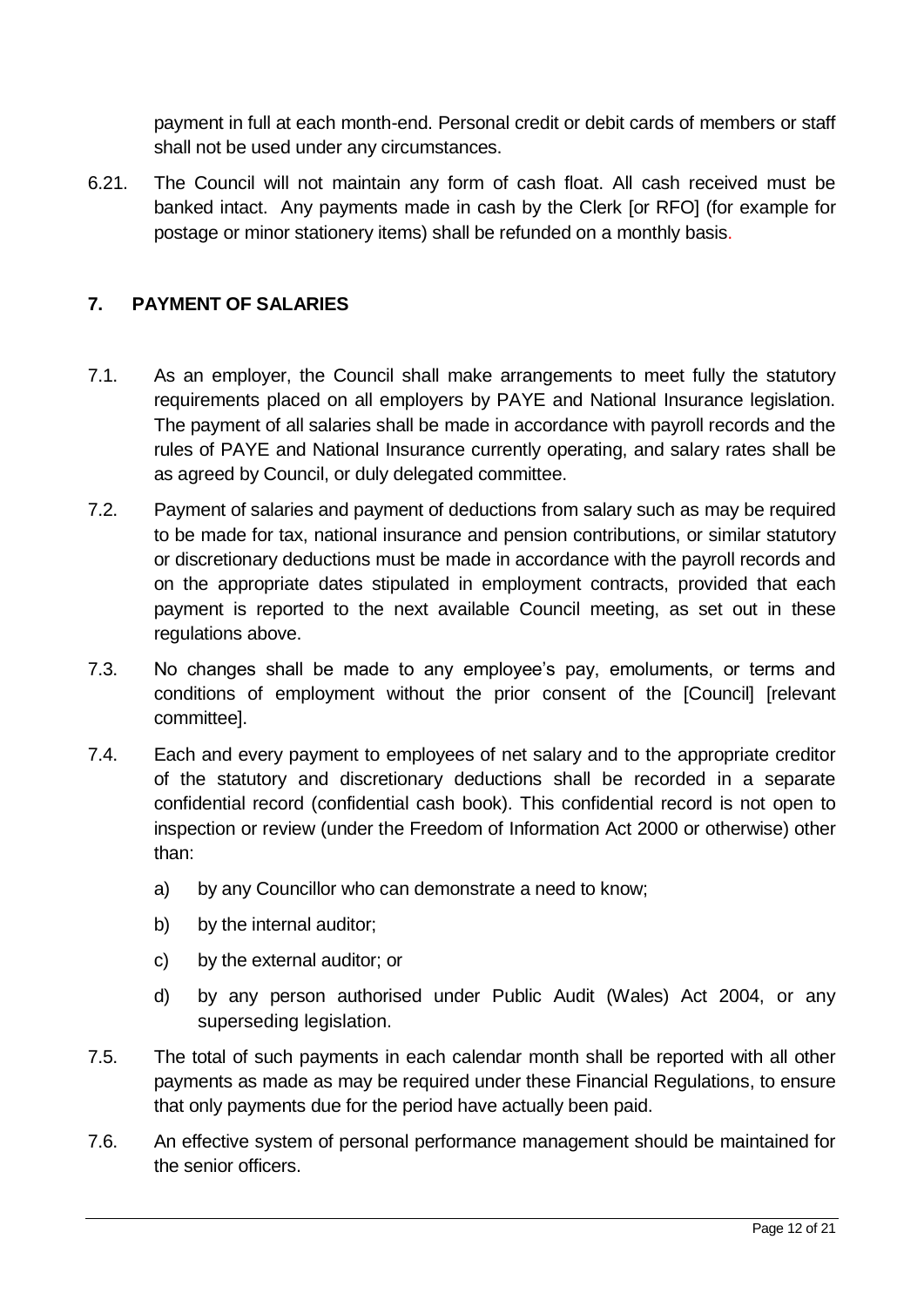payment in full at each month-end. Personal credit or debit cards of members or staff shall not be used under any circumstances.

6.21. The Council will not maintain any form of cash float. All cash received must be banked intact. Any payments made in cash by the Clerk [or RFO] (for example for postage or minor stationery items) shall be refunded on a monthly basis.

## 7. PAYMENT OF SALARIES

7.1. As an employer, the Council shall make arrangements to meet fully the statutory requirements placed on all employers by PAYE and National Insurance legislation. The payment of all salaries shall be made in accordance with payroll records and the rules of PAYE and National Insurance currently operating, and salary rates shall be as agreed by Council, or duly delegated committee.

7.2. Payment of salaries and payment of deductions from salary such as may be required to be made for tax, national insurance and pension contributions, or similar statutory or discretionary deductions must be made in accordance with the payroll records and on the appropriate dates stipulated in employment contracts, provided that each payment is reported to the next available Council meeting, as set out in these regulations above.

7.3. No changes shall be made to any employee's pay, emoluments, or terms and conditions of employment without the prior consent of the [Council] [relevant committee].

7.4. Each and every payment to employees of net salary and to the appropriate creditor of the statutory and discretionary deductions shall be recorded in a separate confidential record (confidential cash book). This confidential record is not open to inspection or review (under the Freedom of Information Act 2000 or otherwise) other than:

a) by any Councillor who can demonstrate a need to know;

b) by the internal auditor;

c) by the external auditor; or

d) by any person authorised under Public Audit (Wales) Act 2004, or any superseding legislation.

7.5. The total of such payments in each calendar month shall be reported with all other payments as made as may be required under these Financial Regulations, to ensure that only payments due for the period have actually been paid.

7.6. An effective system of personal performance management should be maintained for the senior officers.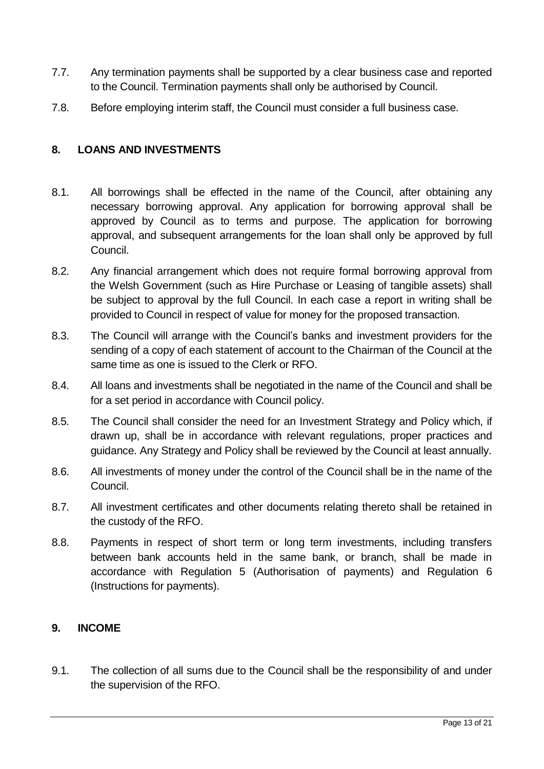7.7. Any termination payments shall be supported by a clear business case and reported to the Council. Termination payments shall only be authorised by Council.

7.8. Before employing interim staff, the Council must consider a full business case.

## 8. LOANS AND INVESTMENTS

8.1. All borrowings shall be effected in the name of the Council, after obtaining any necessary borrowing approval. Any application for borrowing approval shall be approved by Council as to terms and purpose. The application for borrowing approval, and subsequent arrangements for the loan shall only be approved by full Council.

8.2. Any financial arrangement which does not require formal borrowing approval from the Welsh Government (such as Hire Purchase or Leasing of tangible assets) shall be subject to approval by the full Council. In each case a report in writing shall be provided to Council in respect of value for money for the proposed transaction.

8.3. The Council will arrange with the Council's banks and investment providers for the sending of a copy of each statement of account to the Chairman of the Council at the same time as one is issued to the Clerk or RFO.

8.4. All loans and investments shall be negotiated in the name of the Council and shall be for a set period in accordance with Council policy.

8.5. The Council shall consider the need for an Investment Strategy and Policy which, if drawn up, shall be in accordance with relevant regulations, proper practices and guidance. Any Strategy and Policy shall be reviewed by the Council at least annually.

8.6. All investments of money under the control of the Council shall be in the name of the Council.

8.7. All investment certificates and other documents relating thereto shall be retained in the custody of the RFO.

8.8. Payments in respect of short term or long term investments, including transfers between bank accounts held in the same bank, or branch, shall be made in accordance with Regulation 5 (Authorisation of payments) and Regulation 6 (Instructions for payments).

## 9. INCOME

9.1. The collection of all sums due to the Council shall be the responsibility of and under the supervision of the RFO.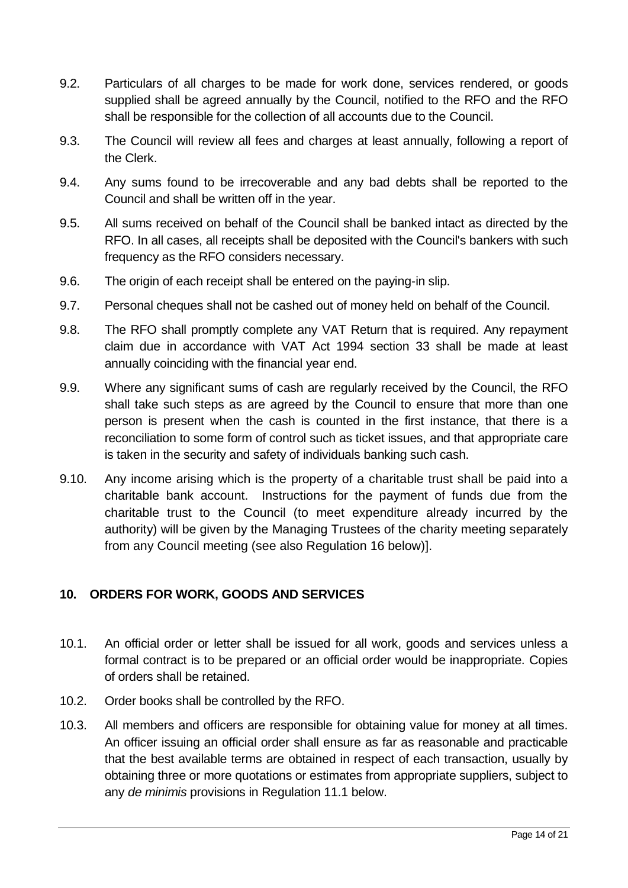9.2. Particulars of all charges to be made for work done, services rendered, or goods supplied shall be agreed annually by the Council, notified to the RFO and the RFO shall be responsible for the collection of all accounts due to the Council.

9.3. The Council will review all fees and charges at least annually, following a report of the Clerk.

9.4. Any sums found to be irrecoverable and any bad debts shall be reported to the Council and shall be written off in the year.

9.5. All sums received on behalf of the Council shall be banked intact as directed by the RFO. In all cases, all receipts shall be deposited with the Council's bankers with such frequency as the RFO considers necessary.

9.6. The origin of each receipt shall be entered on the paying-in slip.

9.7. Personal cheques shall not be cashed out of money held on behalf of the Council.

9.8. The RFO shall promptly complete any VAT Return that is required. Any repayment claim due in accordance with VAT Act 1994 section 33 shall be made at least annually coinciding with the financial year end.

9.9. Where any significant sums of cash are regularly received by the Council, the RFO shall take such steps as are agreed by the Council to ensure that more than one person is present when the cash is counted in the first instance, that there is a reconciliation to some form of control such as ticket issues, and that appropriate care is taken in the security and safety of individuals banking such cash.

9.10. Any income arising which is the property of a charitable trust shall be paid into a charitable bank account. Instructions for the payment of funds due from the charitable trust to the Council (to meet expenditure already incurred by the authority) will be given by the Managing Trustees of the charity meeting separately from any Council meeting (see also Regulation 16 below)].

## 10. ORDERS FOR WORK, GOODS AND SERVICES

10.1. An official order or letter shall be issued for all work, goods and services unless a formal contract is to be prepared or an official order would be inappropriate. Copies of orders shall be retained.

10.2. Order books shall be controlled by the RFO.

10.3. All members and officers are responsible for obtaining value for money at all times. An officer issuing an official order shall ensure as far as reasonable and practicable that the best available terms are obtained in respect of each transaction, usually by obtaining three or more quotations or estimates from appropriate suppliers, subject to any *de minimis* provisions in Regulation 11.1 below.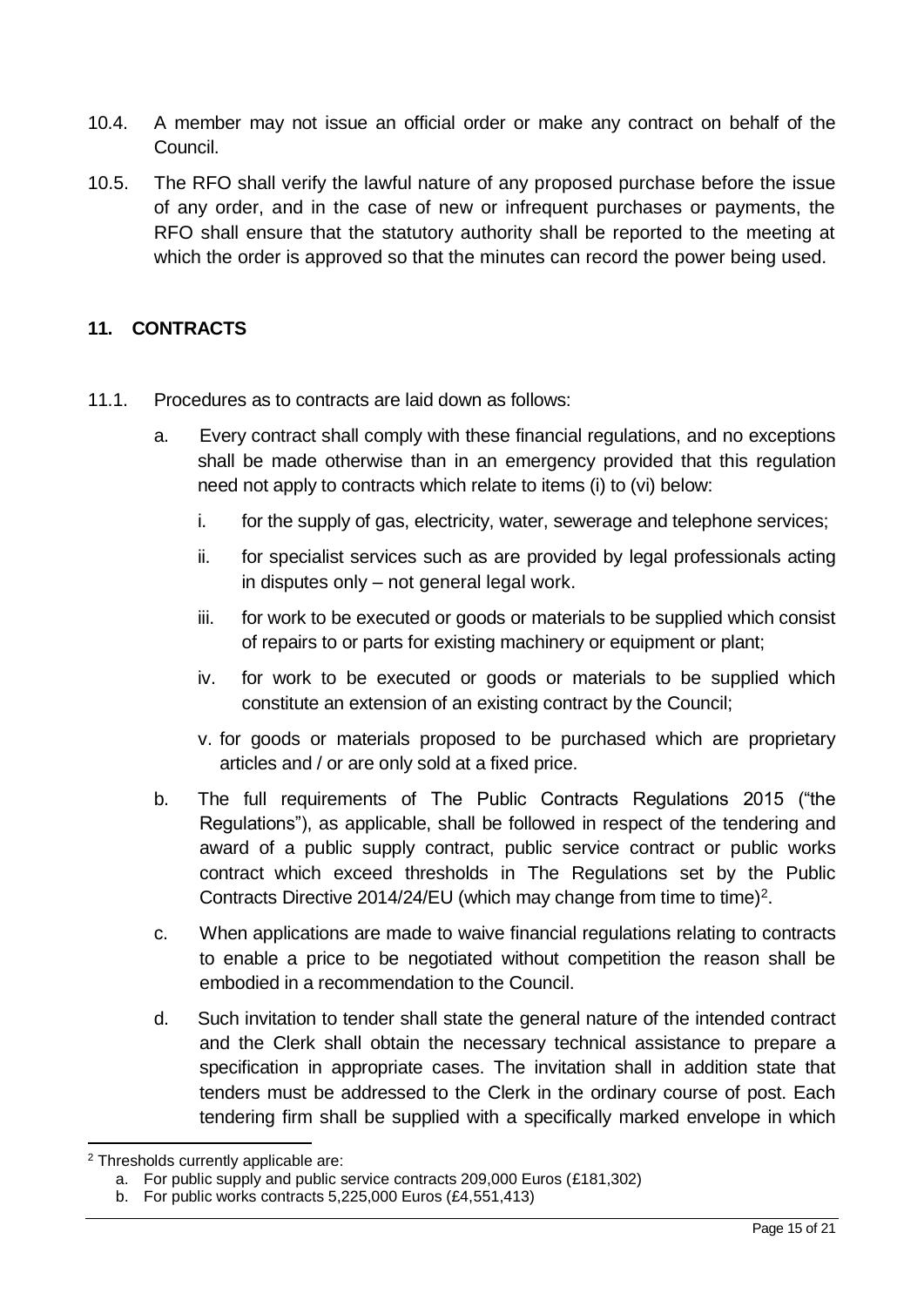10.4. A member may not issue an official order or make any contract on behalf of the Council.

10.5. The RFO shall verify the lawful nature of any proposed purchase before the issue of any order, and in the case of new or infrequent purchases or payments, the RFO shall ensure that the statutory authority shall be reported to the meeting at which the order is approved so that the minutes can record the power being used.

## 11. CONTRACTS

11.1. Procedures as to contracts are laid down as follows:

a. Every contract shall comply with these financial regulations, and no exceptions shall be made otherwise than in an emergency provided that this regulation need not apply to contracts which relate to items (i) to (vi) below:

   i. for the supply of gas, electricity, water, sewerage and telephone services;

   ii. for specialist services such as are provided by legal professionals acting in disputes only – not general legal work.

   iii. for work to be executed or goods or materials to be supplied which consist of repairs to or parts for existing machinery or equipment or plant;

   iv. for work to be executed or goods or materials to be supplied which constitute an extension of an existing contract by the Council;

   v. for goods or materials proposed to be purchased which are proprietary articles and / or are only sold at a fixed price.

b. The full requirements of The Public Contracts Regulations 2015 ("the Regulations"), as applicable, shall be followed in respect of the tendering and award of a public supply contract, public service contract or public works contract which exceed thresholds in The Regulations set by the Public Contracts Directive 2014/24/EU (which may change from time to time)[2].

c. When applications are made to waive financial regulations relating to contracts to enable a price to be negotiated without competition the reason shall be embodied in a recommendation to the Council.

d. Such invitation to tender shall state the general nature of the intended contract and the Clerk shall obtain the necessary technical assistance to prepare a specification in appropriate cases. The invitation shall in addition state that tenders must be addressed to the Clerk in the ordinary course of post. Each tendering firm shall be supplied with a specifically marked envelope in which

---

[2] Thresholds currently applicable are:

a. For public supply and public service contracts 209,000 Euros (£181,302)

b. For public works contracts 5,225,000 Euros (£4,551,413)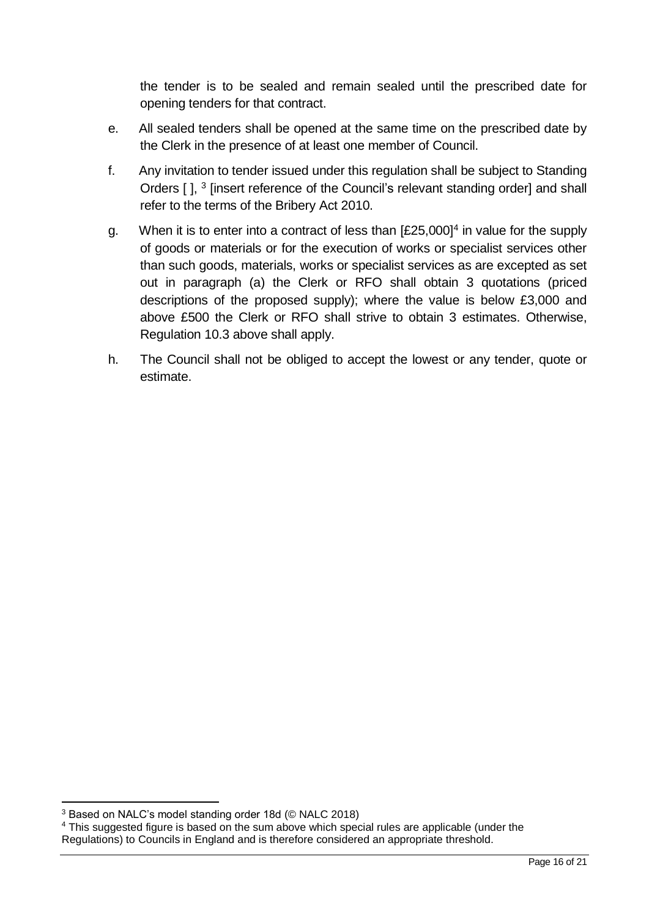the tender is to be sealed and remain sealed until the prescribed date for opening tenders for that contract.

e. All sealed tenders shall be opened at the same time on the prescribed date by the Clerk in the presence of at least one member of Council.

f. Any invitation to tender issued under this regulation shall be subject to Standing Orders [ ], [3] [insert reference of the Council's relevant standing order] and shall refer to the terms of the Bribery Act 2010.

g. When it is to enter into a contract of less than [£25,000][4] in value for the supply of goods or materials or for the execution of works or specialist services other than such goods, materials, works or specialist services as are excepted as set out in paragraph (a) the Clerk or RFO shall obtain 3 quotations (priced descriptions of the proposed supply); where the value is below £3,000 and above £500 the Clerk or RFO shall strive to obtain 3 estimates. Otherwise, Regulation 10.3 above shall apply.

h. The Council shall not be obliged to accept the lowest or any tender, quote or estimate.

---

[3] Based on NALC's model standing order 18d (© NALC 2018)

[4] This suggested figure is based on the sum above which special rules are applicable (under the Regulations) to Councils in England and is therefore considered an appropriate threshold.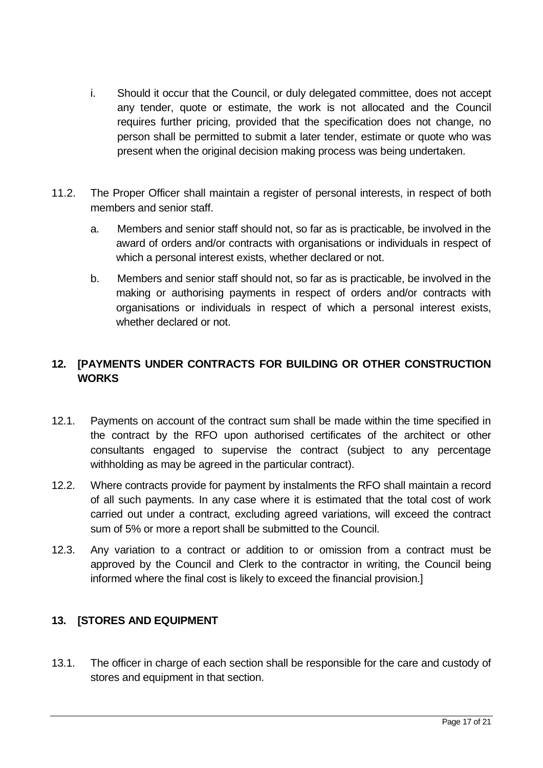i. Should it occur that the Council, or duly delegated committee, does not accept any tender, quote or estimate, the work is not allocated and the Council requires further pricing, provided that the specification does not change, no person shall be permitted to submit a later tender, estimate or quote who was present when the original decision making process was being undertaken.

11.2. The Proper Officer shall maintain a register of personal interests, in respect of both members and senior staff.

a. Members and senior staff should not, so far as is practicable, be involved in the award of orders and/or contracts with organisations or individuals in respect of which a personal interest exists, whether declared or not.

b. Members and senior staff should not, so far as is practicable, be involved in the making or authorising payments in respect of orders and/or contracts with organisations or individuals in respect of which a personal interest exists, whether declared or not.

## 12. [PAYMENTS UNDER CONTRACTS FOR BUILDING OR OTHER CONSTRUCTION WORKS

12.1. Payments on account of the contract sum shall be made within the time specified in the contract by the RFO upon authorised certificates of the architect or other consultants engaged to supervise the contract (subject to any percentage withholding as may be agreed in the particular contract).

12.2. Where contracts provide for payment by instalments the RFO shall maintain a record of all such payments. In any case where it is estimated that the total cost of work carried out under a contract, excluding agreed variations, will exceed the contract sum of 5% or more a report shall be submitted to the Council.

12.3. Any variation to a contract or addition to or omission from a contract must be approved by the Council and Clerk to the contractor in writing, the Council being informed where the final cost is likely to exceed the financial provision.]

## 13. [STORES AND EQUIPMENT

13.1. The officer in charge of each section shall be responsible for the care and custody of stores and equipment in that section.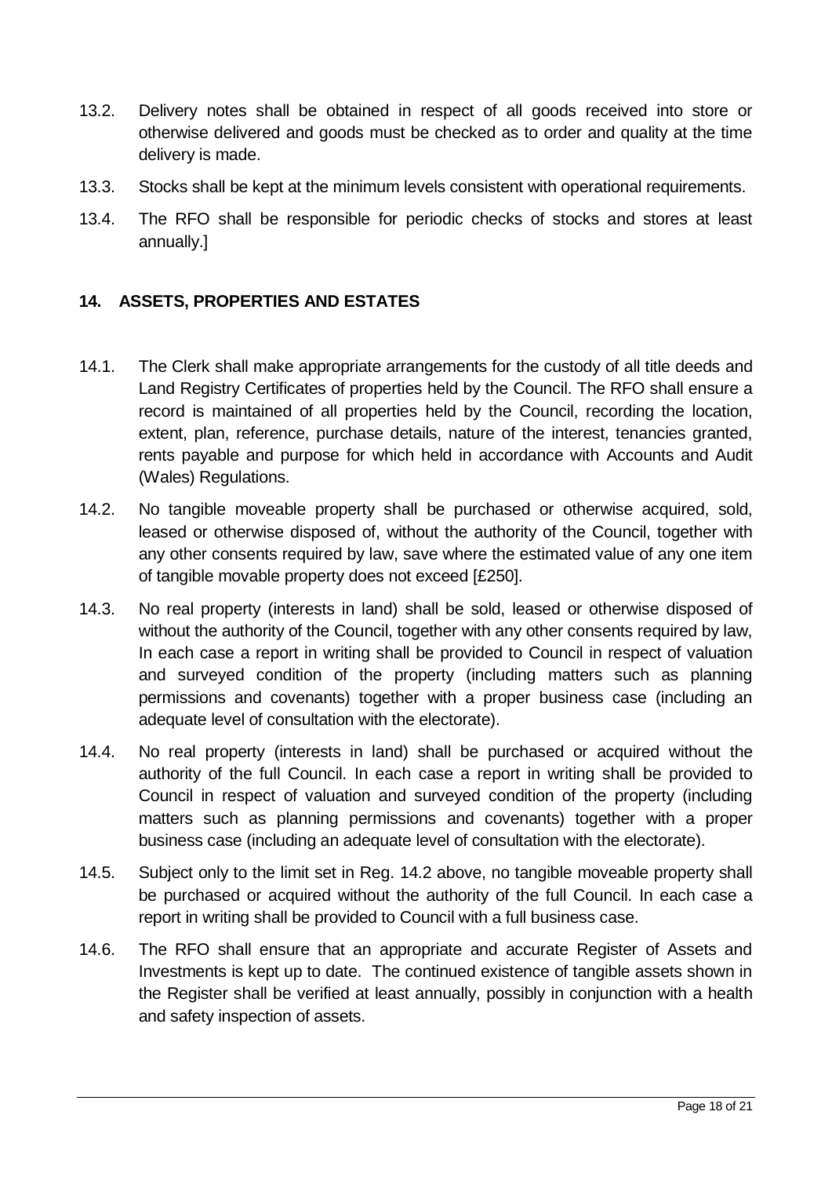13.2. Delivery notes shall be obtained in respect of all goods received into store or otherwise delivered and goods must be checked as to order and quality at the time delivery is made.

13.3. Stocks shall be kept at the minimum levels consistent with operational requirements.

13.4. The RFO shall be responsible for periodic checks of stocks and stores at least annually.]

## 14. ASSETS, PROPERTIES AND ESTATES

14.1. The Clerk shall make appropriate arrangements for the custody of all title deeds and Land Registry Certificates of properties held by the Council. The RFO shall ensure a record is maintained of all properties held by the Council, recording the location, extent, plan, reference, purchase details, nature of the interest, tenancies granted, rents payable and purpose for which held in accordance with Accounts and Audit (Wales) Regulations.

14.2. No tangible moveable property shall be purchased or otherwise acquired, sold, leased or otherwise disposed of, without the authority of the Council, together with any other consents required by law, save where the estimated value of any one item of tangible movable property does not exceed [£250].

14.3. No real property (interests in land) shall be sold, leased or otherwise disposed of without the authority of the Council, together with any other consents required by law, In each case a report in writing shall be provided to Council in respect of valuation and surveyed condition of the property (including matters such as planning permissions and covenants) together with a proper business case (including an adequate level of consultation with the electorate).

14.4. No real property (interests in land) shall be purchased or acquired without the authority of the full Council. In each case a report in writing shall be provided to Council in respect of valuation and surveyed condition of the property (including matters such as planning permissions and covenants) together with a proper business case (including an adequate level of consultation with the electorate).

14.5. Subject only to the limit set in Reg. 14.2 above, no tangible moveable property shall be purchased or acquired without the authority of the full Council. In each case a report in writing shall be provided to Council with a full business case.

14.6. The RFO shall ensure that an appropriate and accurate Register of Assets and Investments is kept up to date. The continued existence of tangible assets shown in the Register shall be verified at least annually, possibly in conjunction with a health and safety inspection of assets.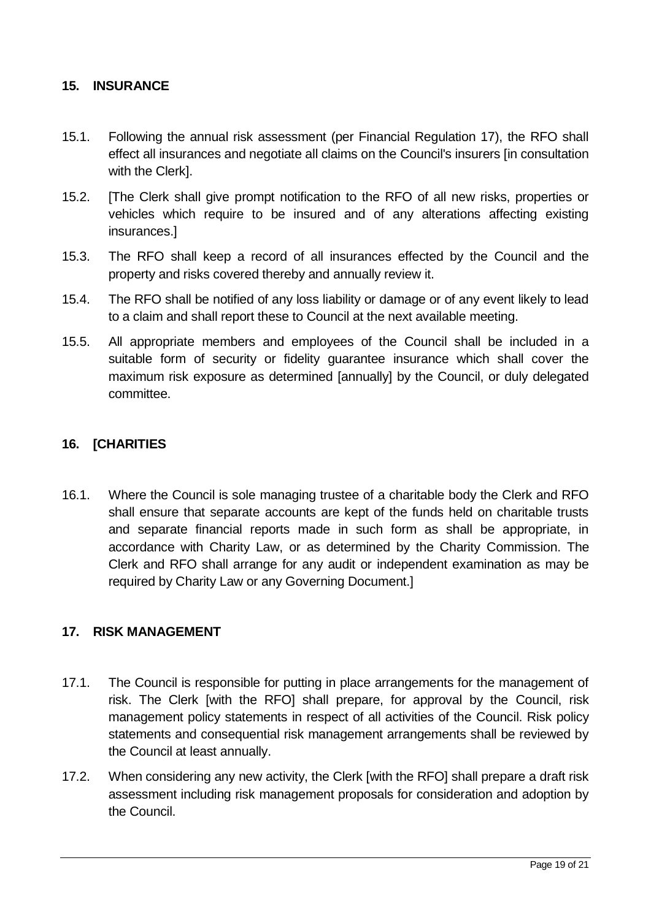## 15. INSURANCE

15.1. Following the annual risk assessment (per Financial Regulation 17), the RFO shall effect all insurances and negotiate all claims on the Council's insurers [in consultation with the Clerk].

15.2. [The Clerk shall give prompt notification to the RFO of all new risks, properties or vehicles which require to be insured and of any alterations affecting existing insurances.]

15.3. The RFO shall keep a record of all insurances effected by the Council and the property and risks covered thereby and annually review it.

15.4. The RFO shall be notified of any loss liability or damage or of any event likely to lead to a claim and shall report these to Council at the next available meeting.

15.5. All appropriate members and employees of the Council shall be included in a suitable form of security or fidelity guarantee insurance which shall cover the maximum risk exposure as determined [annually] by the Council, or duly delegated committee.

## 16. [CHARITIES

16.1. Where the Council is sole managing trustee of a charitable body the Clerk and RFO shall ensure that separate accounts are kept of the funds held on charitable trusts and separate financial reports made in such form as shall be appropriate, in accordance with Charity Law, or as determined by the Charity Commission. The Clerk and RFO shall arrange for any audit or independent examination as may be required by Charity Law or any Governing Document.]

## 17. RISK MANAGEMENT

17.1. The Council is responsible for putting in place arrangements for the management of risk. The Clerk [with the RFO] shall prepare, for approval by the Council, risk management policy statements in respect of all activities of the Council. Risk policy statements and consequential risk management arrangements shall be reviewed by the Council at least annually.

17.2. When considering any new activity, the Clerk [with the RFO] shall prepare a draft risk assessment including risk management proposals for consideration and adoption by the Council.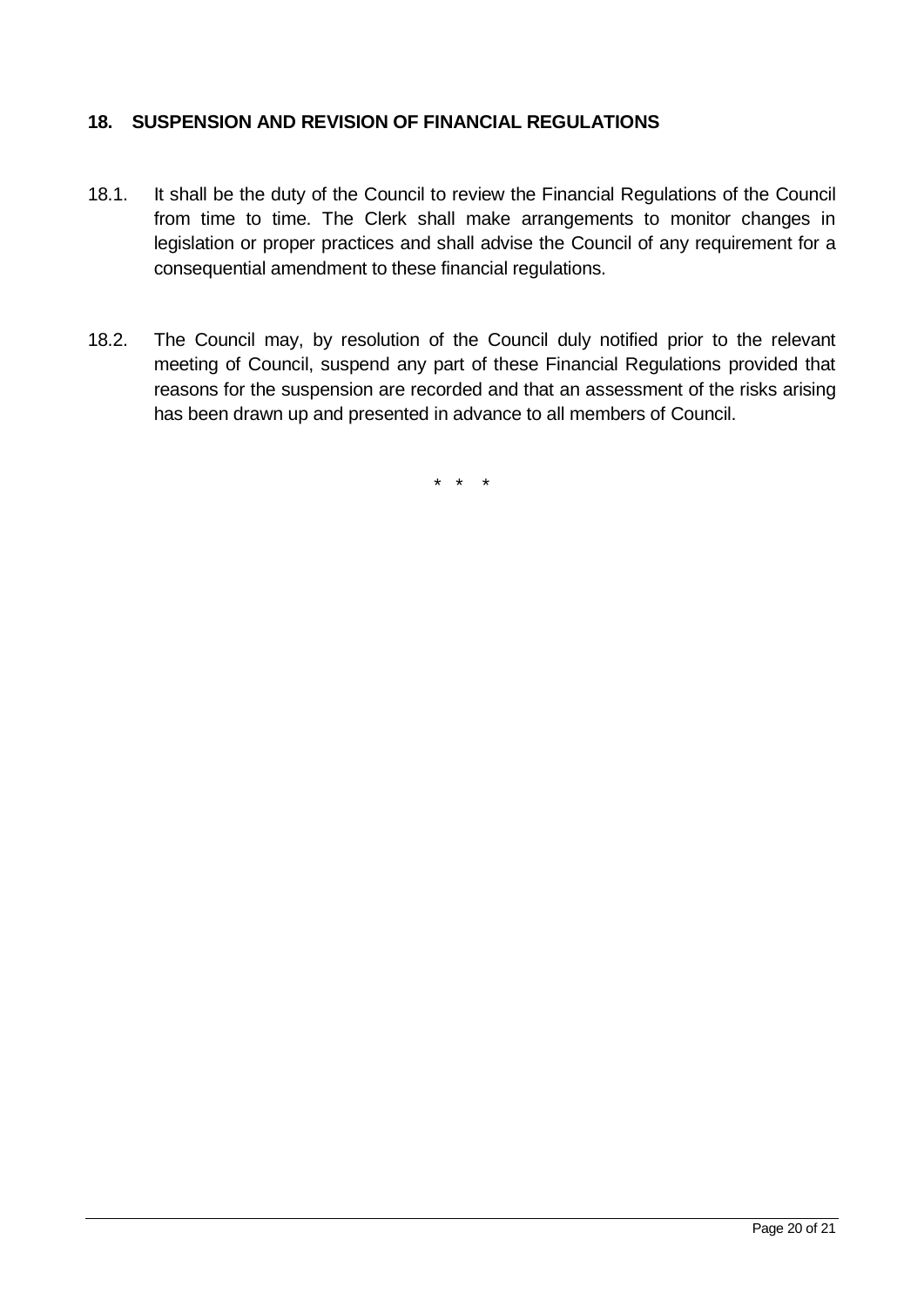## 18. SUSPENSION AND REVISION OF FINANCIAL REGULATIONS

18.1. It shall be the duty of the Council to review the Financial Regulations of the Council from time to time. The Clerk shall make arrangements to monitor changes in legislation or proper practices and shall advise the Council of any requirement for a consequential amendment to these financial regulations.

18.2. The Council may, by resolution of the Council duly notified prior to the relevant meeting of Council, suspend any part of these Financial Regulations provided that reasons for the suspension are recorded and that an assessment of the risks arising has been drawn up and presented in advance to all members of Council.

\* \* \*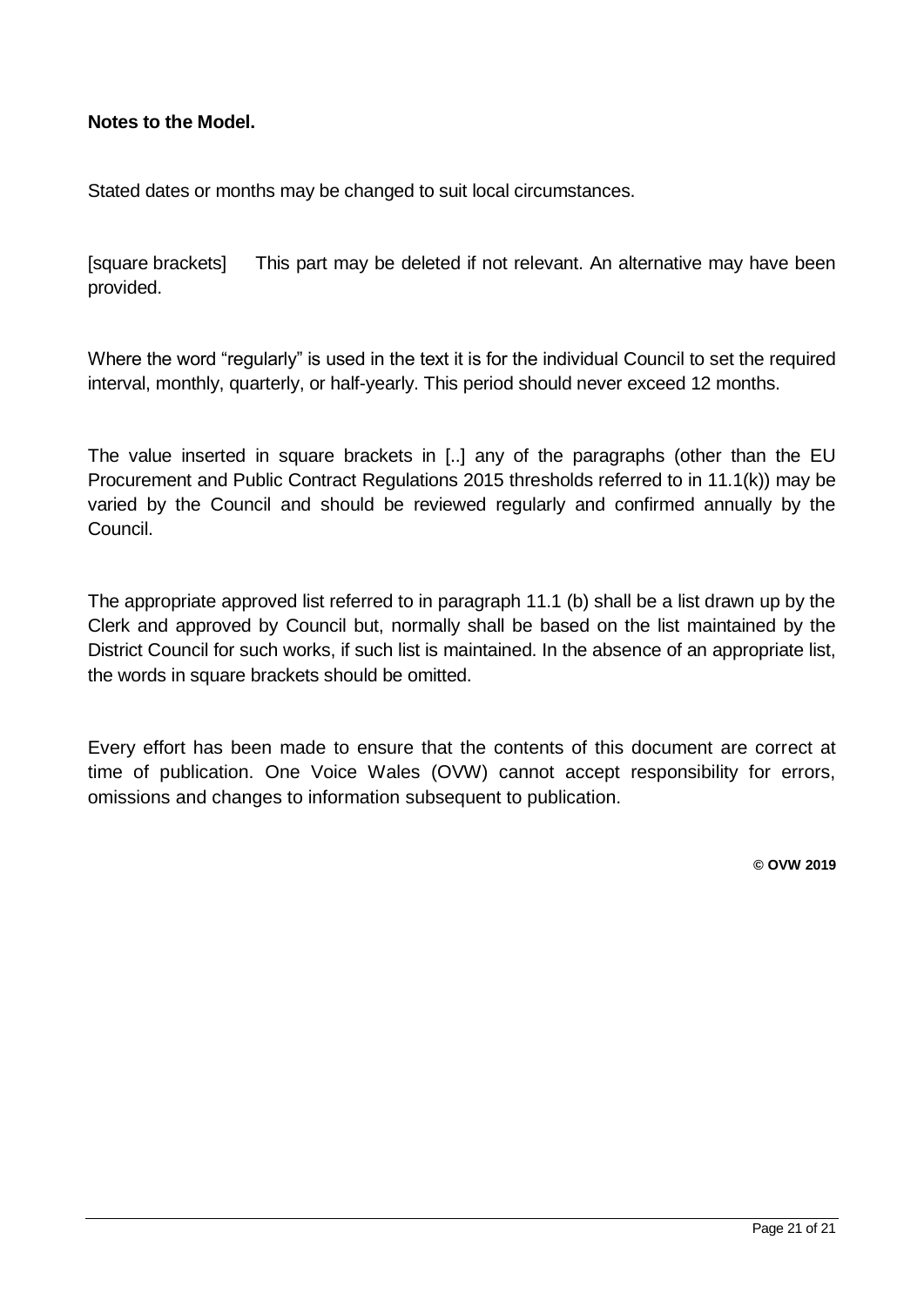**Notes to the Model.**

Stated dates or months may be changed to suit local circumstances.

[square brackets] This part may be deleted if not relevant. An alternative may have been provided.

Where the word "regularly" is used in the text it is for the individual Council to set the required interval, monthly, quarterly, or half-yearly. This period should never exceed 12 months.

The value inserted in square brackets in [..] any of the paragraphs (other than the EU Procurement and Public Contract Regulations 2015 thresholds referred to in 11.1(k)) may be varied by the Council and should be reviewed regularly and confirmed annually by the Council.

The appropriate approved list referred to in paragraph 11.1 (b) shall be a list drawn up by the Clerk and approved by Council but, normally shall be based on the list maintained by the District Council for such works, if such list is maintained. In the absence of an appropriate list, the words in square brackets should be omitted.

Every effort has been made to ensure that the contents of this document are correct at time of publication. One Voice Wales (OVW) cannot accept responsibility for errors, omissions and changes to information subsequent to publication.

**© OVW 2019**